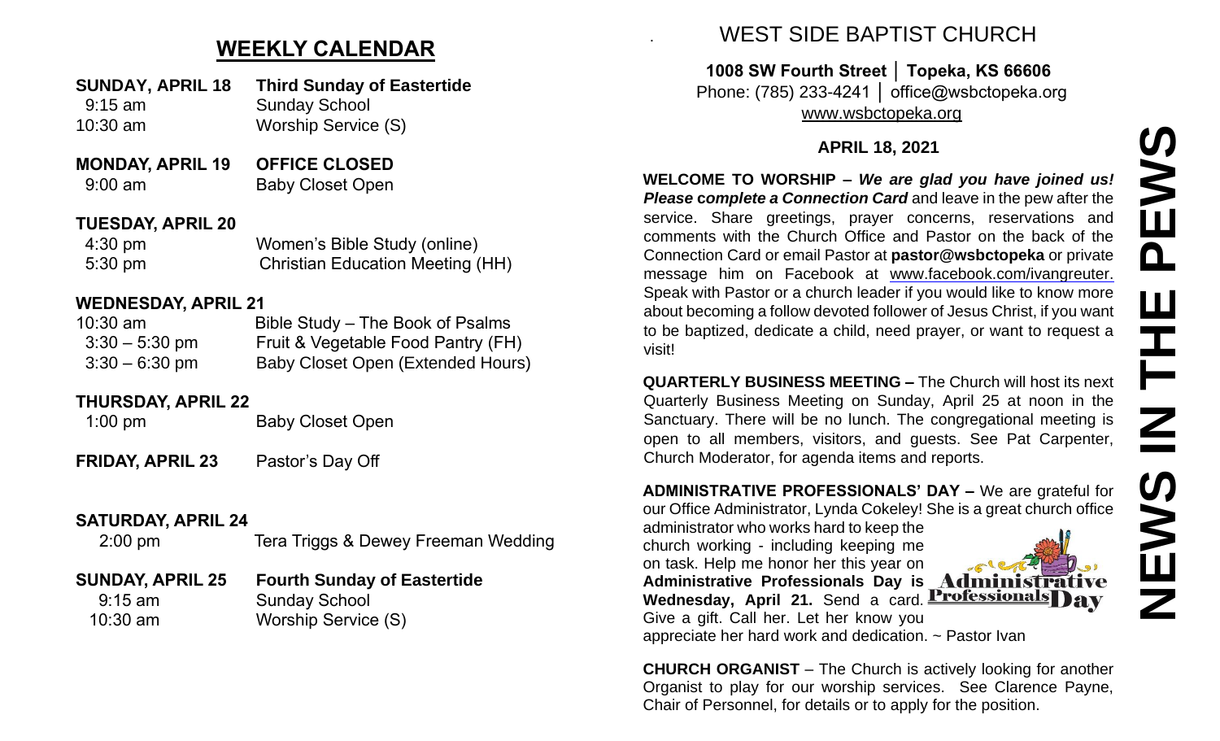## WEEKLY CALENDAR

**SUNDAY, APRIL 18** **Third Sunday of Eastertide**
9:15 am Sunday School
10:30 am Worship Service (S)

**MONDAY, APRIL 19** **OFFICE CLOSED**
9:00 am Baby Closet Open

**TUESDAY, APRIL 20**
4:30 pm Women's Bible Study (online)
5:30 pm Christian Education Meeting (HH)

**WEDNESDAY, APRIL 21**
10:30 am Bible Study – The Book of Psalms
3:30 – 5:30 pm Fruit & Vegetable Food Pantry (FH)
3:30 – 6:30 pm Baby Closet Open (Extended Hours)

**THURSDAY, APRIL 22**
1:00 pm Baby Closet Open

**FRIDAY, APRIL 23** Pastor's Day Off

**SATURDAY, APRIL 24**
2:00 pm Tera Triggs & Dewey Freeman Wedding

**SUNDAY, APRIL 25** **Fourth Sunday of Eastertide**
9:15 am Sunday School
10:30 am Worship Service (S)

# WEST SIDE BAPTIST CHURCH

**1008 SW Fourth Street │ Topeka, KS 66606**
Phone: (785) 233-4241 │ office@wsbctopeka.org
www.wsbctopeka.org

**APRIL 18, 2021**

# NEWS IN THE PEWS

**WELCOME TO WORSHIP –** ***We are glad you have joined us! Please complete a Connection Card*** and leave in the pew after the service. Share greetings, prayer concerns, reservations and comments with the Church Office and Pastor on the back of the Connection Card or email Pastor at **pastor@wsbctopeka** or private message him on Facebook at www.facebook.com/ivangreuter. Speak with Pastor or a church leader if you would like to know more about becoming a follow devoted follower of Jesus Christ, if you want to be baptized, dedicate a child, need prayer, or want to request a visit!

**QUARTERLY BUSINESS MEETING –** The Church will host its next Quarterly Business Meeting on Sunday, April 25 at noon in the Sanctuary. There will be no lunch. The congregational meeting is open to all members, visitors, and guests. See Pat Carpenter, Church Moderator, for agenda items and reports.

**ADMINISTRATIVE PROFESSIONALS' DAY –** We are grateful for our Office Administrator, Lynda Cokeley! She is a great church office administrator who works hard to keep the church working - including keeping me on task. Help me honor her this year on **Administrative Professionals Day is Wednesday, April 21.** Send a card. Give a gift. Call her. Let her know you appreciate her hard work and dedication. ~ Pastor Ivan

**CHURCH ORGANIST** – The Church is actively looking for another Organist to play for our worship services. See Clarence Payne, Chair of Personnel, for details or to apply for the position.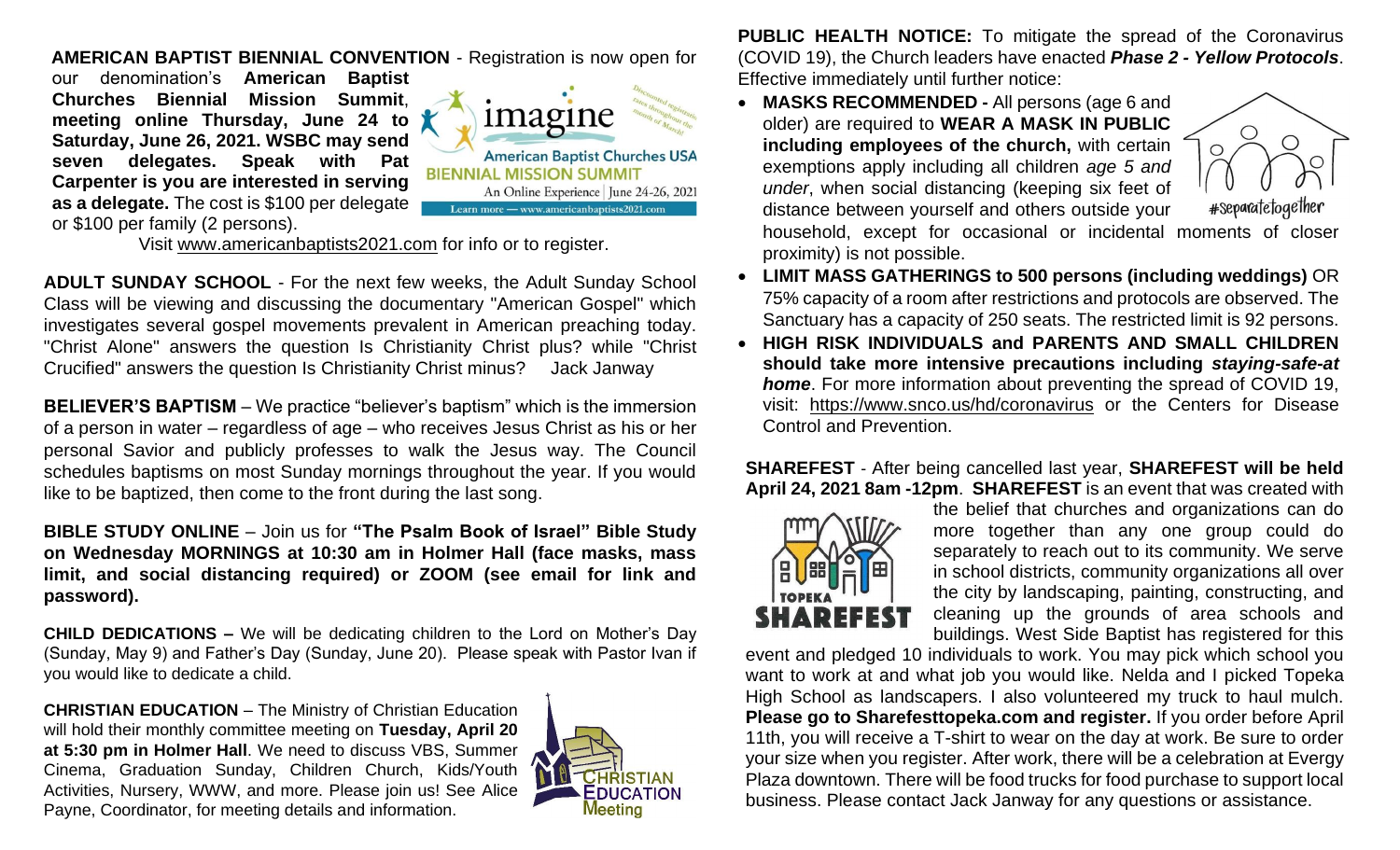**AMERICAN BAPTIST BIENNIAL CONVENTION** - Registration is now open for our denomination's **American Baptist Churches Biennial Mission Summit, meeting online Thursday, June 24 to Saturday, June 26, 2021. WSBC may send seven delegates. Speak with Pat Carpenter is you are interested in serving as a delegate.** The cost is $100 per delegate or $100 per family (2 persons).

Visit www.americanbaptists2021.com for info or to register.

**ADULT SUNDAY SCHOOL** - For the next few weeks, the Adult Sunday School Class will be viewing and discussing the documentary "American Gospel" which investigates several gospel movements prevalent in American preaching today. "Christ Alone" answers the question Is Christianity Christ plus? while "Christ Crucified" answers the question Is Christianity Christ minus? Jack Janway

**BELIEVER'S BAPTISM** – We practice "believer's baptism" which is the immersion of a person in water – regardless of age – who receives Jesus Christ as his or her personal Savior and publicly professes to walk the Jesus way. The Council schedules baptisms on most Sunday mornings throughout the year. If you would like to be baptized, then come to the front during the last song.

**BIBLE STUDY ONLINE** – Join us for **"The Psalm Book of Israel" Bible Study on Wednesday MORNINGS at 10:30 am in Holmer Hall (face masks, mass limit, and social distancing required) or ZOOM (see email for link and password).**

**CHILD DEDICATIONS –** We will be dedicating children to the Lord on Mother's Day (Sunday, May 9) and Father's Day (Sunday, June 20). Please speak with Pastor Ivan if you would like to dedicate a child.

**CHRISTIAN EDUCATION** – The Ministry of Christian Education will hold their monthly committee meeting on **Tuesday, April 20 at 5:30 pm in Holmer Hall**. We need to discuss VBS, Summer Cinema, Graduation Sunday, Children Church, Kids/Youth Activities, Nursery, WWW, and more. Please join us! See Alice Payne, Coordinator, for meeting details and information.

**PUBLIC HEALTH NOTICE:** To mitigate the spread of the Coronavirus (COVID 19), the Church leaders have enacted ***Phase 2 - Yellow Protocols***. Effective immediately until further notice:

- **MASKS RECOMMENDED -** All persons (age 6 and older) are required to **WEAR A MASK IN PUBLIC including employees of the church,** with certain exemptions apply including all children *age 5 and under*, when social distancing (keeping six feet of distance between yourself and others outside your household, except for occasional or incidental moments of closer proximity) is not possible.
- **LIMIT MASS GATHERINGS to 500 persons (including weddings)** OR 75% capacity of a room after restrictions and protocols are observed. The Sanctuary has a capacity of 250 seats. The restricted limit is 92 persons.
- **HIGH RISK INDIVIDUALS and PARENTS AND SMALL CHILDREN should take more intensive precautions including *staying-safe-at home***. For more information about preventing the spread of COVID 19, visit: https://www.snco.us/hd/coronavirus or the Centers for Disease Control and Prevention.

**SHAREFEST** - After being cancelled last year, **SHAREFEST will be held April 24, 2021 8am -12pm**. **SHAREFEST** is an event that was created with the belief that churches and organizations can do more together than any one group could do separately to reach out to its community. We serve in school districts, community organizations all over the city by landscaping, painting, constructing, and cleaning up the grounds of area schools and buildings. West Side Baptist has registered for this event and pledged 10 individuals to work. You may pick which school you want to work at and what job you would like. Nelda and I picked Topeka High School as landscapers. I also volunteered my truck to haul mulch. **Please go to Sharefesttopeka.com and register.** If you order before April 11th, you will receive a T-shirt to wear on the day at work. Be sure to order your size when you register. After work, there will be a celebration at Evergy Plaza downtown. There will be food trucks for food purchase to support local business. Please contact Jack Janway for any questions or assistance.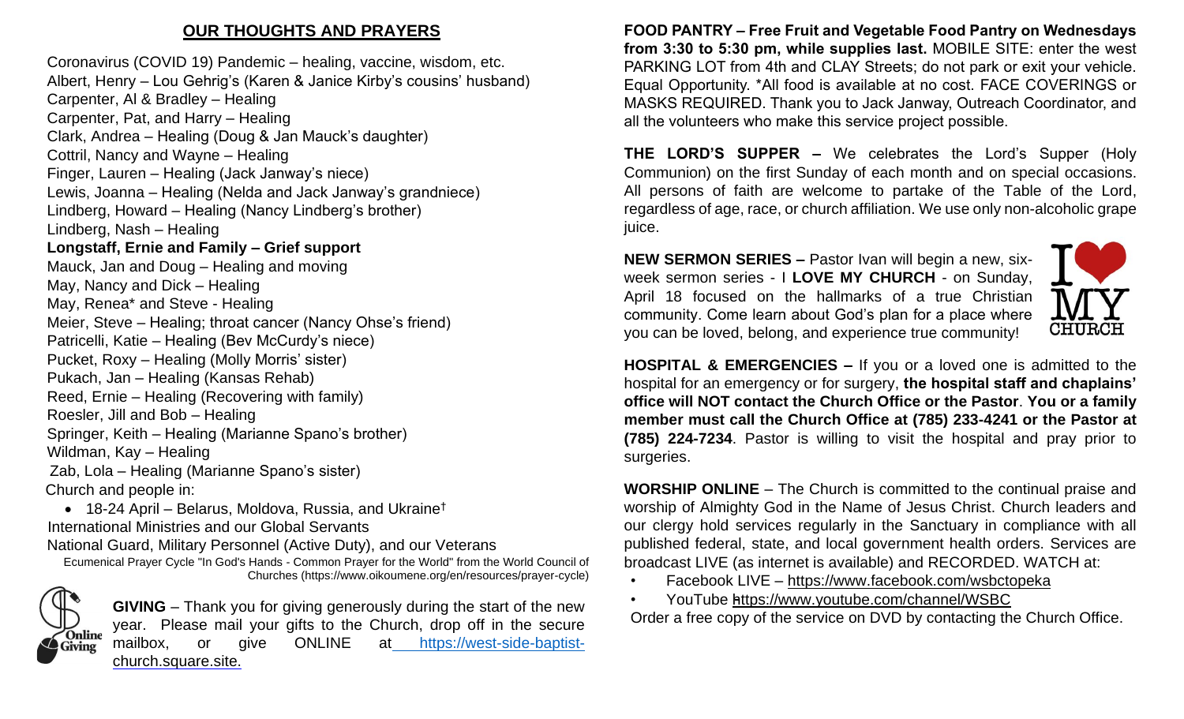## OUR THOUGHTS AND PRAYERS

Coronavirus (COVID 19) Pandemic – healing, vaccine, wisdom, etc.
Albert, Henry – Lou Gehrig's (Karen & Janice Kirby's cousins' husband)
Carpenter, Al & Bradley – Healing
Carpenter, Pat, and Harry – Healing
Clark, Andrea – Healing (Doug & Jan Mauck's daughter)
Cottril, Nancy and Wayne – Healing
Finger, Lauren – Healing (Jack Janway's niece)
Lewis, Joanna – Healing (Nelda and Jack Janway's grandniece)
Lindberg, Howard – Healing (Nancy Lindberg's brother)
Lindberg, Nash – Healing
**Longstaff, Ernie and Family – Grief support**
Mauck, Jan and Doug – Healing and moving
May, Nancy and Dick – Healing
May, Renea* and Steve - Healing
Meier, Steve – Healing; throat cancer (Nancy Ohse's friend)
Patricelli, Katie – Healing (Bev McCurdy's niece)
Pucket, Roxy – Healing (Molly Morris' sister)
Pukach, Jan – Healing (Kansas Rehab)
Reed, Ernie – Healing (Recovering with family)
Roesler, Jill and Bob – Healing
Springer, Keith – Healing (Marianne Spano's brother)
Wildman, Kay – Healing
Zab, Lola – Healing (Marianne Spano's sister)
Church and people in:

- 18-24 April – Belarus, Moldova, Russia, and Ukraine†

International Ministries and our Global Servants
National Guard, Military Personnel (Active Duty), and our Veterans

Ecumenical Prayer Cycle "In God's Hands - Common Prayer for the World" from the World Council of Churches (https://www.oikoumene.org/en/resources/prayer-cycle)

**GIVING** – Thank you for giving generously during the start of the new year. Please mail your gifts to the Church, drop off in the secure mailbox, or give ONLINE at https://west-side-baptist-church.square.site.

**FOOD PANTRY – Free Fruit and Vegetable Food Pantry on Wednesdays from 3:30 to 5:30 pm, while supplies last.** MOBILE SITE: enter the west PARKING LOT from 4th and CLAY Streets; do not park or exit your vehicle. Equal Opportunity. *All food is available at no cost. FACE COVERINGS or MASKS REQUIRED. Thank you to Jack Janway, Outreach Coordinator, and all the volunteers who make this service project possible.

**THE LORD'S SUPPER –** We celebrates the Lord's Supper (Holy Communion) on the first Sunday of each month and on special occasions. All persons of faith are welcome to partake of the Table of the Lord, regardless of age, race, or church affiliation. We use only non-alcoholic grape juice.

**NEW SERMON SERIES –** Pastor Ivan will begin a new, six-week sermon series - I **LOVE MY CHURCH** - on Sunday, April 18 focused on the hallmarks of a true Christian community. Come learn about God's plan for a place where you can be loved, belong, and experience true community!

**HOSPITAL & EMERGENCIES –** If you or a loved one is admitted to the hospital for an emergency or for surgery, **the hospital staff and chaplains' office will NOT contact the Church Office or the Pastor**. **You or a family member must call the Church Office at (785) 233-4241 or the Pastor at (785) 224-7234**. Pastor is willing to visit the hospital and pray prior to surgeries.

**WORSHIP ONLINE** – The Church is committed to the continual praise and worship of Almighty God in the Name of Jesus Christ. Church leaders and our clergy hold services regularly in the Sanctuary in compliance with all published federal, state, and local government health orders. Services are broadcast LIVE (as internet is available) and RECORDED. WATCH at:

- Facebook LIVE – https://www.facebook.com/wsbctopeka
- YouTube https://www.youtube.com/channel/WSBC

Order a free copy of the service on DVD by contacting the Church Office.